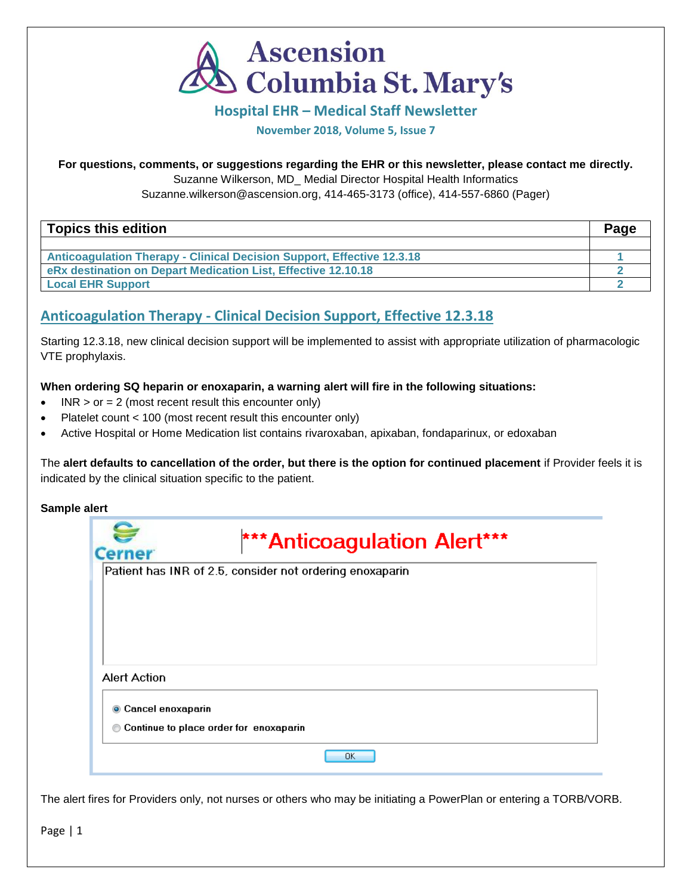# Ascension Columbia St. Mary's

## Hospital EHR – Medical Staff Newsletter

**November 2018, Volume 5, Issue 7**

**For questions, comments, or suggestions regarding the EHR or this newsletter, please contact me directly.**
Suzanne Wilkerson, MD_ Medial Director Hospital Health Informatics
Suzanne.wilkerson@ascension.org, 414-465-3173 (office), 414-557-6860 (Pager)

| Topics this edition | Page |
|---|---|
| | |
| Anticoagulation Therapy - Clinical Decision Support, Effective 12.3.18 | 1 |
| eRx destination on Depart Medication List, Effective 12.10.18 | 2 |
| Local EHR Support | 2 |

## Anticoagulation Therapy - Clinical Decision Support, Effective 12.3.18

Starting 12.3.18, new clinical decision support will be implemented to assist with appropriate utilization of pharmacologic VTE prophylaxis.

**When ordering SQ heparin or enoxaparin, a warning alert will fire in the following situations:**

- INR > or = 2 (most recent result this encounter only)
- Platelet count < 100 (most recent result this encounter only)
- Active Hospital or Home Medication list contains rivaroxaban, apixaban, fondaparinux, or edoxaban

The **alert defaults to cancellation of the order, but there is the option for continued placement** if Provider feels it is indicated by the clinical situation specific to the patient.

**Sample alert**

Cerner

***Anticoagulation Alert***

Patient has INR of 2.5, consider not ordering enoxaparin

Alert Action

- (●) Cancel enoxaparin
- ( ) Continue to place order for enoxaparin

OK

The alert fires for Providers only, not nurses or others who may be initiating a PowerPlan or entering a TORB/VORB.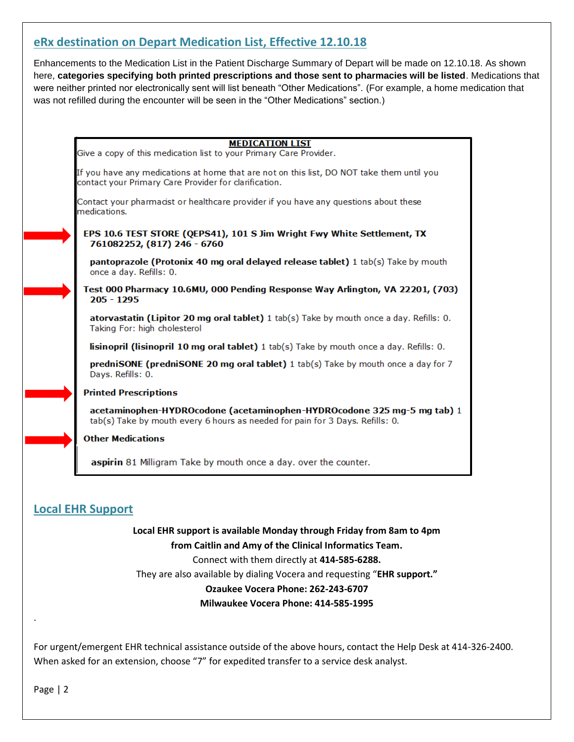## eRx destination on Depart Medication List, Effective 12.10.18

Enhancements to the Medication List in the Patient Discharge Summary of Depart will be made on 12.10.18. As shown here, **categories specifying both printed prescriptions and those sent to pharmacies will be listed**. Medications that were neither printed nor electronically sent will list beneath "Other Medications". (For example, a home medication that was not refilled during the encounter will be seen in the "Other Medications" section.)

**MEDICATION LIST**

Give a copy of this medication list to your Primary Care Provider.

If you have any medications at home that are not on this list, DO NOT take them until you contact your Primary Care Provider for clarification.

Contact your pharmacist or healthcare provider if you have any questions about these medications.

**EPS 10.6 TEST STORE (QEPS41), 101 S Jim Wright Fwy White Settlement, TX 761082252, (817) 246 - 6760**

**pantoprazole (Protonix 40 mg oral delayed release tablet)** 1 tab(s) Take by mouth once a day. Refills: 0.

**Test 000 Pharmacy 10.6MU, 000 Pending Response Way Arlington, VA 22201, (703) 205 - 1295**

**atorvastatin (Lipitor 20 mg oral tablet)** 1 tab(s) Take by mouth once a day. Refills: 0. Taking For: high cholesterol

**lisinopril (lisinopril 10 mg oral tablet)** 1 tab(s) Take by mouth once a day. Refills: 0.

**predniSONE (predniSONE 20 mg oral tablet)** 1 tab(s) Take by mouth once a day for 7 Days. Refills: 0.

**Printed Prescriptions**

**acetaminophen-HYDROcodone (acetaminophen-HYDROcodone 325 mg-5 mg tab)** 1 tab(s) Take by mouth every 6 hours as needed for pain for 3 Days. Refills: 0.

**Other Medications**

**aspirin** 81 Milligram Take by mouth once a day. over the counter.

## Local EHR Support

**Local EHR support is available Monday through Friday from 8am to 4pm**
**from Caitlin and Amy of the Clinical Informatics Team.**
Connect with them directly at **414-585-6288.**
They are also available by dialing Vocera and requesting "**EHR support.**"
**Ozaukee Vocera Phone: 262-243-6707**
**Milwaukee Vocera Phone: 414-585-1995**

.

For urgent/emergent EHR technical assistance outside of the above hours, contact the Help Desk at 414-326-2400. When asked for an extension, choose "7" for expedited transfer to a service desk analyst.